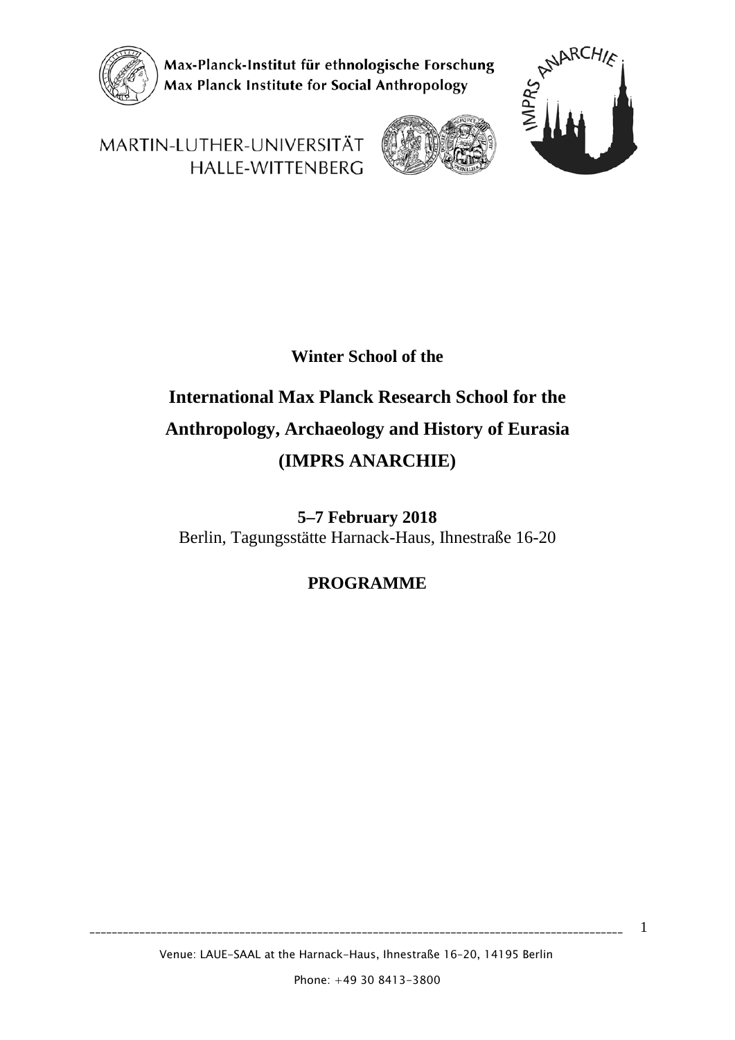Max-Planck-Institut für ethnologische Forschung
Max Planck Institute for Social Anthropology

MARTIN-LUTHER-UNIVERSITÄT HALLE-WITTENBERG

IMPRS ANARCHIE

**Winter School of the**

# International Max Planck Research School for the Anthropology, Archaeology and History of Eurasia (IMPRS ANARCHIE)

**5–7 February 2018**

Berlin, Tagungsstätte Harnack-Haus, Ihnestraße 16-20

## PROGRAMME

Venue: LAUE-SAAL at the Harnack-Haus, Ihnestraße 16-20, 14195 Berlin

Phone: +49 30 8413-3800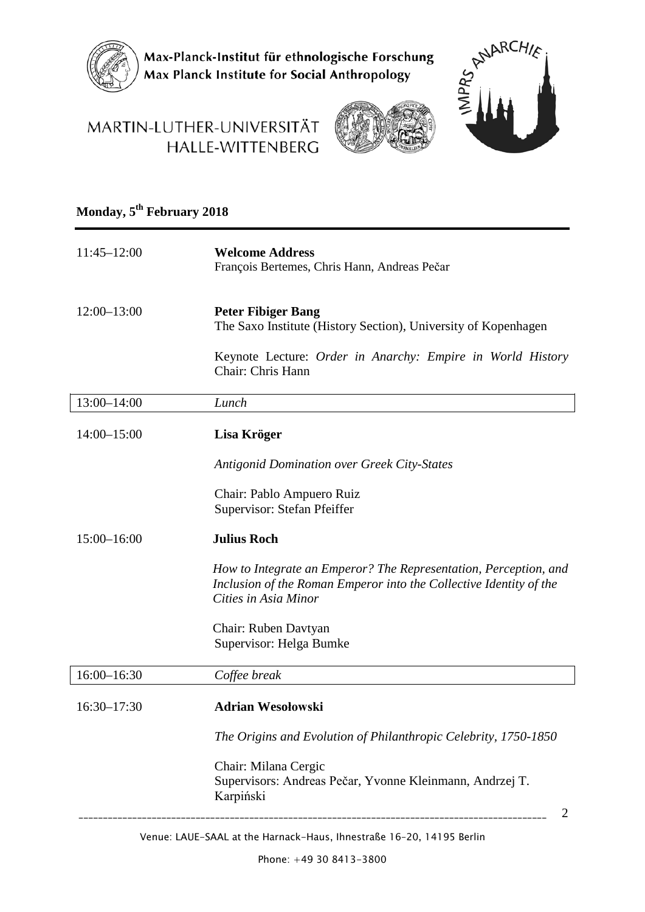Max-Planck-Institut für ethnologische Forschung
Max Planck Institute for Social Anthropology

MARTIN-LUTHER-UNIVERSITÄT HALLE-WITTENBERG

IMPRS ANARCHIE

## Monday, 5th February 2018

| | |
|---|---|
| 11:45–12:00 | **Welcome Address**<br>François Bertemes, Chris Hann, Andreas Pečar |
| 12:00–13:00 | **Peter Fibiger Bang**<br>The Saxo Institute (History Section), University of Kopenhagen<br><br>Keynote Lecture: *Order in Anarchy: Empire in World History*<br>Chair: Chris Hann |
| 13:00–14:00 | *Lunch* |
| 14:00–15:00 | **Lisa Kröger**<br><br>*Antigonid Domination over Greek City-States*<br><br>Chair: Pablo Ampuero Ruiz<br>Supervisor: Stefan Pfeiffer |
| 15:00–16:00 | **Julius Roch**<br><br>*How to Integrate an Emperor? The Representation, Perception, and Inclusion of the Roman Emperor into the Collective Identity of the Cities in Asia Minor*<br><br>Chair: Ruben Davtyan<br>Supervisor: Helga Bumke |
| 16:00–16:30 | *Coffee break* |
| 16:30–17:30 | **Adrian Wesołowski**<br><br>*The Origins and Evolution of Philanthropic Celebrity, 1750-1850*<br><br>Chair: Milana Cergic<br>Supervisors: Andreas Pečar, Yvonne Kleinmann, Andrzej T. Karpiński |

Venue: LAUE-SAAL at the Harnack-Haus, Ihnestraße 16-20, 14195 Berlin

Phone: +49 30 8413-3800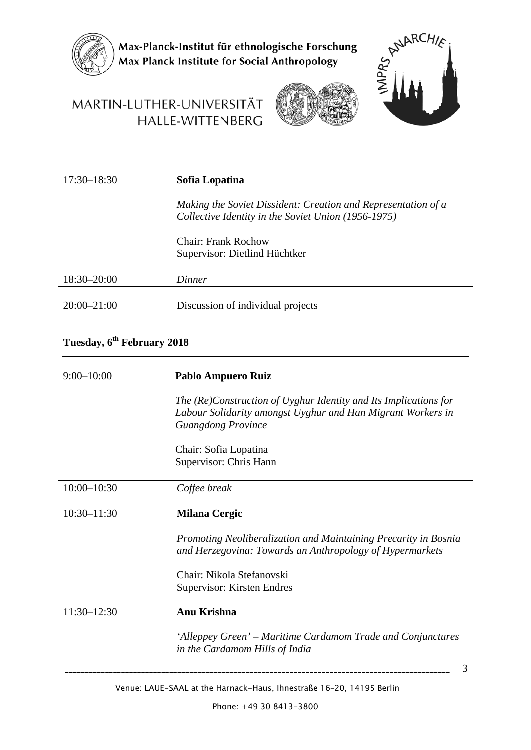| | |
|---|---|
| 17:30–18:30 | **Sofia Lopatina**<br>*Making the Soviet Dissident: Creation and Representation of a Collective Identity in the Soviet Union (1956-1975)*<br>Chair: Frank Rochow<br>Supervisor: Dietlind Hüchtker |
| 18:30–20:00 | *Dinner* |
| 20:00–21:00 | Discussion of individual projects |

## Tuesday, 6th February 2018

| | |
|---|---|
| 9:00–10:00 | **Pablo Ampuero Ruiz**<br>*The (Re)Construction of Uyghur Identity and Its Implications for Labour Solidarity amongst Uyghur and Han Migrant Workers in Guangdong Province*<br>Chair: Sofia Lopatina<br>Supervisor: Chris Hann |
| 10:00–10:30 | *Coffee break* |
| 10:30–11:30 | **Milana Cergic**<br>*Promoting Neoliberalization and Maintaining Precarity in Bosnia and Herzegovina: Towards an Anthropology of Hypermarkets*<br>Chair: Nikola Stefanovski<br>Supervisor: Kirsten Endres |
| 11:30–12:30 | **Anu Krishna**<br>*'Alleppey Green' – Maritime Cardamom Trade and Conjunctures in the Cardamom Hills of India* |

Venue: LAUE-SAAL at the Harnack-Haus, Ihnestraße 16–20, 14195 Berlin

Phone: +49 30 8413-3800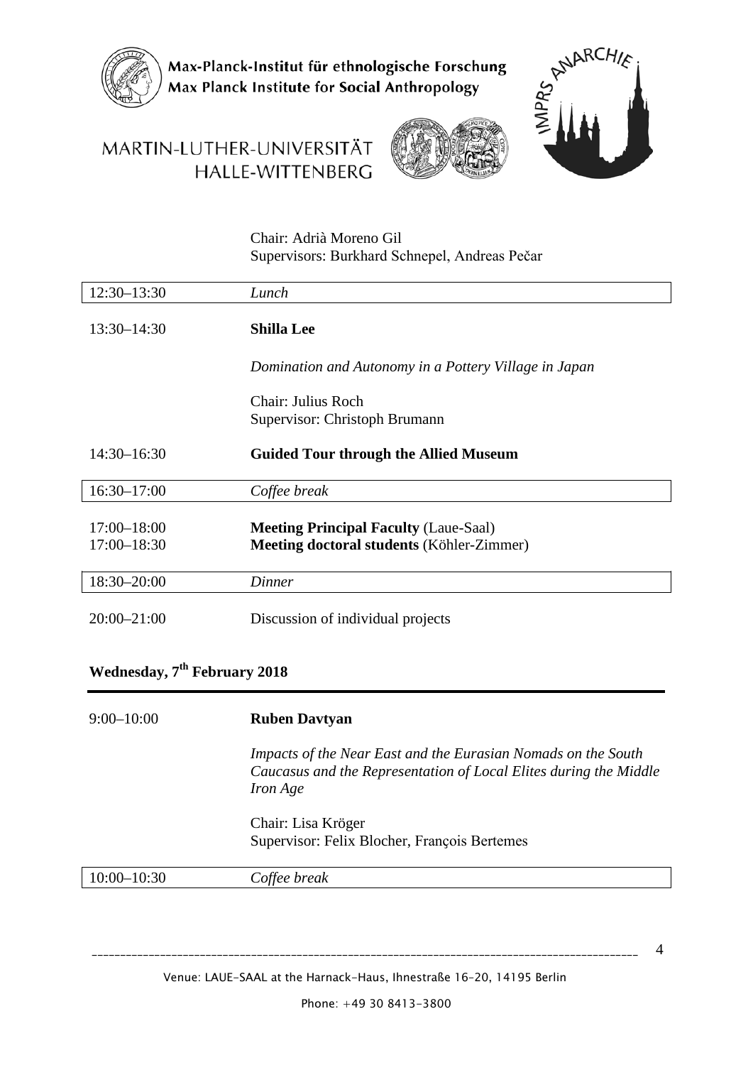Chair: Adrià Moreno Gil
Supervisors: Burkhard Schnepel, Andreas Pečar

| | |
|---|---|
| 12:30–13:30 | *Lunch* |
| 13:30–14:30 | **Shilla Lee**<br><br>*Domination and Autonomy in a Pottery Village in Japan*<br><br>Chair: Julius Roch<br>Supervisor: Christoph Brumann |
| 14:30–16:30 | **Guided Tour through the Allied Museum** |
| 16:30–17:00 | *Coffee break* |
| 17:00–18:00<br>17:00–18:30 | **Meeting Principal Faculty** (Laue-Saal)<br>**Meeting doctoral students** (Köhler-Zimmer) |
| 18:30–20:00 | *Dinner* |
| 20:00–21:00 | Discussion of individual projects |

## Wednesday, 7th February 2018

| | |
|---|---|
| 9:00–10:00 | **Ruben Davtyan**<br><br>*Impacts of the Near East and the Eurasian Nomads on the South Caucasus and the Representation of Local Elites during the Middle Iron Age*<br><br>Chair: Lisa Kröger<br>Supervisor: Felix Blocher, François Bertemes |
| 10:00–10:30 | *Coffee break* |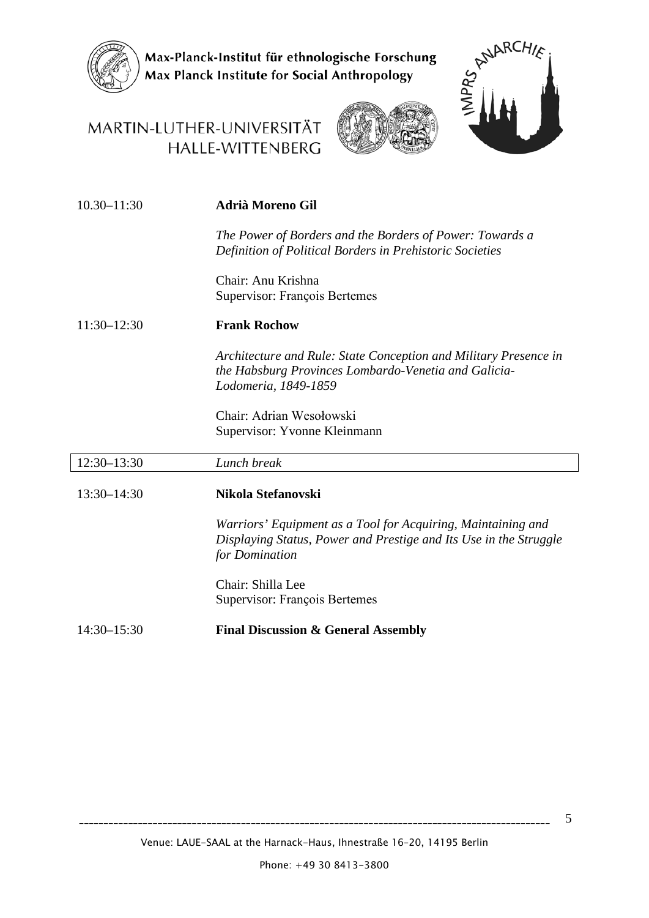| | |
|---|---|
| 10.30–11:30 | **Adrià Moreno Gil**<br><br>*The Power of Borders and the Borders of Power: Towards a Definition of Political Borders in Prehistoric Societies*<br><br>Chair: Anu Krishna<br>Supervisor: François Bertemes |
| 11:30–12:30 | **Frank Rochow**<br><br>*Architecture and Rule: State Conception and Military Presence in the Habsburg Provinces Lombardo-Venetia and Galicia-Lodomeria, 1849-1859*<br><br>Chair: Adrian Wesołowski<br>Supervisor: Yvonne Kleinmann |
| 12:30–13:30 | *Lunch break* |
| 13:30–14:30 | **Nikola Stefanovski**<br><br>*Warriors' Equipment as a Tool for Acquiring, Maintaining and Displaying Status, Power and Prestige and Its Use in the Struggle for Domination*<br><br>Chair: Shilla Lee<br>Supervisor: François Bertemes |
| 14:30–15:30 | **Final Discussion & General Assembly** |

Venue: LAUE-SAAL at the Harnack-Haus, Ihnestraße 16-20, 14195 Berlin

Phone: +49 30 8413-3800